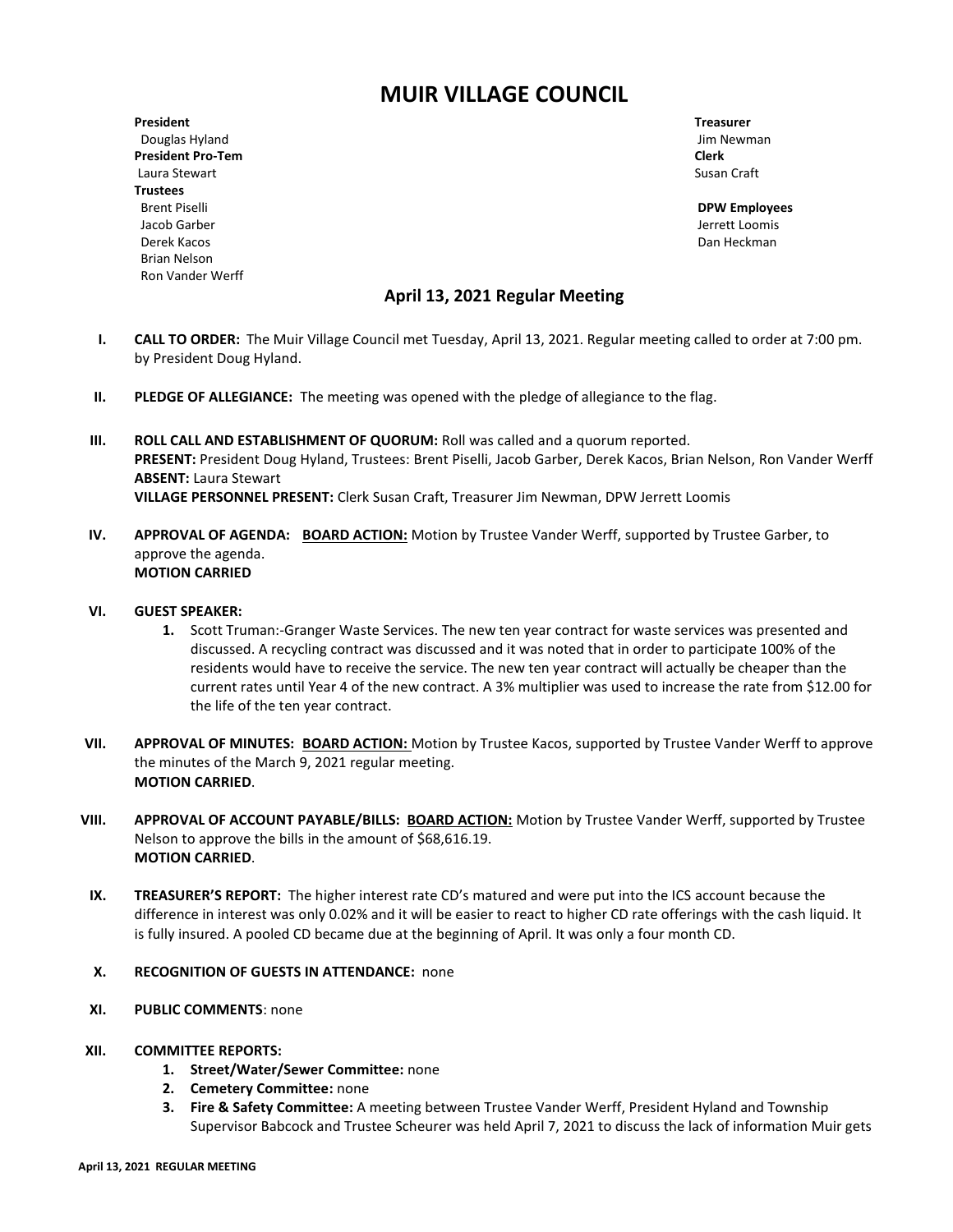# MUIR VILLAGE COUNCIL

**President**
Douglas Hyland
**President Pro-Tem**
Laura Stewart
**Trustees**
Brent Piselli
Jacob Garber
Derek Kacos
Brian Nelson
Ron Vander Werff

**Treasurer**
Jim Newman
**Clerk**
Susan Craft

**DPW Employees**
Jerrett Loomis
Dan Heckman

## April 13, 2021 Regular Meeting

**I. CALL TO ORDER:** The Muir Village Council met Tuesday, April 13, 2021. Regular meeting called to order at 7:00 pm. by President Doug Hyland.

**II. PLEDGE OF ALLEGIANCE:** The meeting was opened with the pledge of allegiance to the flag.

**III. ROLL CALL AND ESTABLISHMENT OF QUORUM:** Roll was called and a quorum reported.
**PRESENT:** President Doug Hyland, Trustees: Brent Piselli, Jacob Garber, Derek Kacos, Brian Nelson, Ron Vander Werff
**ABSENT:** Laura Stewart
**VILLAGE PERSONNEL PRESENT:** Clerk Susan Craft, Treasurer Jim Newman, DPW Jerrett Loomis

**IV. APPROVAL OF AGENDA:** **BOARD ACTION:** Motion by Trustee Vander Werff, supported by Trustee Garber, to approve the agenda.
**MOTION CARRIED**

**VI. GUEST SPEAKER:**

1. Scott Truman:-Granger Waste Services. The new ten year contract for waste services was presented and discussed. A recycling contract was discussed and it was noted that in order to participate 100% of the residents would have to receive the service. The new ten year contract will actually be cheaper than the current rates until Year 4 of the new contract. A 3% multiplier was used to increase the rate from $12.00 for the life of the ten year contract.

**VII. APPROVAL OF MINUTES:** **BOARD ACTION:** Motion by Trustee Kacos, supported by Trustee Vander Werff to approve the minutes of the March 9, 2021 regular meeting.
**MOTION CARRIED**.

**VIII. APPROVAL OF ACCOUNT PAYABLE/BILLS:** **BOARD ACTION:** Motion by Trustee Vander Werff, supported by Trustee Nelson to approve the bills in the amount of $68,616.19.
**MOTION CARRIED**.

**IX. TREASURER'S REPORT:** The higher interest rate CD's matured and were put into the ICS account because the difference in interest was only 0.02% and it will be easier to react to higher CD rate offerings with the cash liquid. It is fully insured. A pooled CD became due at the beginning of April. It was only a four month CD.

**X. RECOGNITION OF GUESTS IN ATTENDANCE:** none

**XI. PUBLIC COMMENTS**: none

**XII. COMMITTEE REPORTS:**

1. **Street/Water/Sewer Committee:** none
2. **Cemetery Committee:** none
3. **Fire & Safety Committee:** A meeting between Trustee Vander Werff, President Hyland and Township Supervisor Babcock and Trustee Scheurer was held April 7, 2021 to discuss the lack of information Muir gets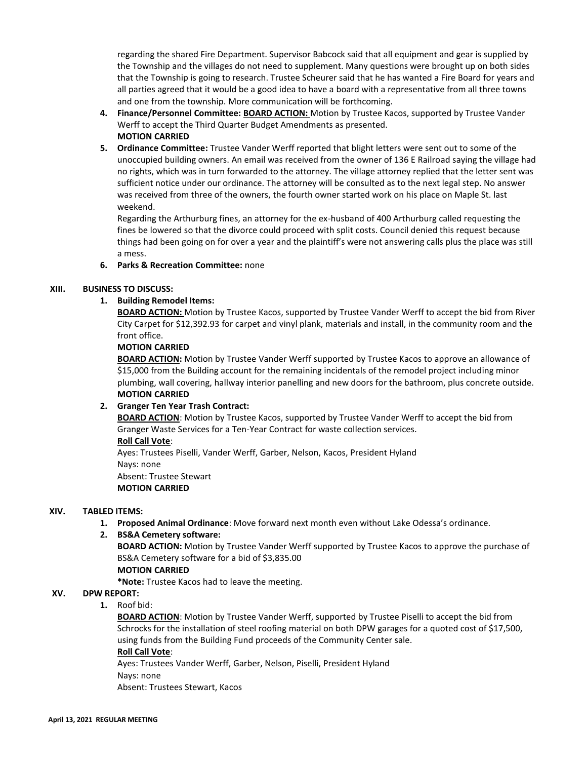regarding the shared Fire Department. Supervisor Babcock said that all equipment and gear is supplied by the Township and the villages do not need to supplement. Many questions were brought up on both sides that the Township is going to research. Trustee Scheurer said that he has wanted a Fire Board for years and all parties agreed that it would be a good idea to have a board with a representative from all three towns and one from the township. More communication will be forthcoming.

4. **Finance/Personnel Committee: <u>BOARD ACTION:</u>** Motion by Trustee Kacos, supported by Trustee Vander Werff to accept the Third Quarter Budget Amendments as presented.
   **MOTION CARRIED**
5. **Ordinance Committee:** Trustee Vander Werff reported that blight letters were sent out to some of the unoccupied building owners. An email was received from the owner of 136 E Railroad saying the village had no rights, which was in turn forwarded to the attorney. The village attorney replied that the letter sent was sufficient notice under our ordinance. The attorney will be consulted as to the next legal step. No answer was received from three of the owners, the fourth owner started work on his place on Maple St. last weekend.
   Regarding the Arthurburg fines, an attorney for the ex-husband of 400 Arthurburg called requesting the fines be lowered so that the divorce could proceed with split costs. Council denied this request because things had been going on for over a year and the plaintiff's were not answering calls plus the place was still a mess.
6. **Parks & Recreation Committee:** none

**XIII. BUSINESS TO DISCUSS:**

1. **Building Remodel Items:**
   **<u>BOARD ACTION:</u>** Motion by Trustee Kacos, supported by Trustee Vander Werff to accept the bid from River City Carpet for $12,392.93 for carpet and vinyl plank, materials and install, in the community room and the front office.
   **MOTION CARRIED**
   **<u>BOARD ACTION:</u>** Motion by Trustee Vander Werff supported by Trustee Kacos to approve an allowance of $15,000 from the Building account for the remaining incidentals of the remodel project including minor plumbing, wall covering, hallway interior panelling and new doors for the bathroom, plus concrete outside.
   **MOTION CARRIED**
2. **Granger Ten Year Trash Contract:**
   **<u>BOARD ACTION</u>**: Motion by Trustee Kacos, supported by Trustee Vander Werff to accept the bid from Granger Waste Services for a Ten-Year Contract for waste collection services.
   **<u>Roll Call Vote</u>**:
   Ayes: Trustees Piselli, Vander Werff, Garber, Nelson, Kacos, President Hyland
   Nays: none
   Absent: Trustee Stewart
   **MOTION CARRIED**

**XIV. TABLED ITEMS:**

1. **Proposed Animal Ordinance**: Move forward next month even without Lake Odessa's ordinance.
2. **BS&A Cemetery software:**
   **<u>BOARD ACTION:</u>** Motion by Trustee Vander Werff supported by Trustee Kacos to approve the purchase of BS&A Cemetery software for a bid of $3,835.00
   **MOTION CARRIED**
   ***Note:** Trustee Kacos had to leave the meeting.

**XV. DPW REPORT:**

1. Roof bid:
   **<u>BOARD ACTION</u>**: Motion by Trustee Vander Werff, supported by Trustee Piselli to accept the bid from Schrocks for the installation of steel roofing material on both DPW garages for a quoted cost of $17,500, using funds from the Building Fund proceeds of the Community Center sale.
   **<u>Roll Call Vote</u>**:
   Ayes: Trustees Vander Werff, Garber, Nelson, Piselli, President Hyland
   Nays: none
   Absent: Trustees Stewart, Kacos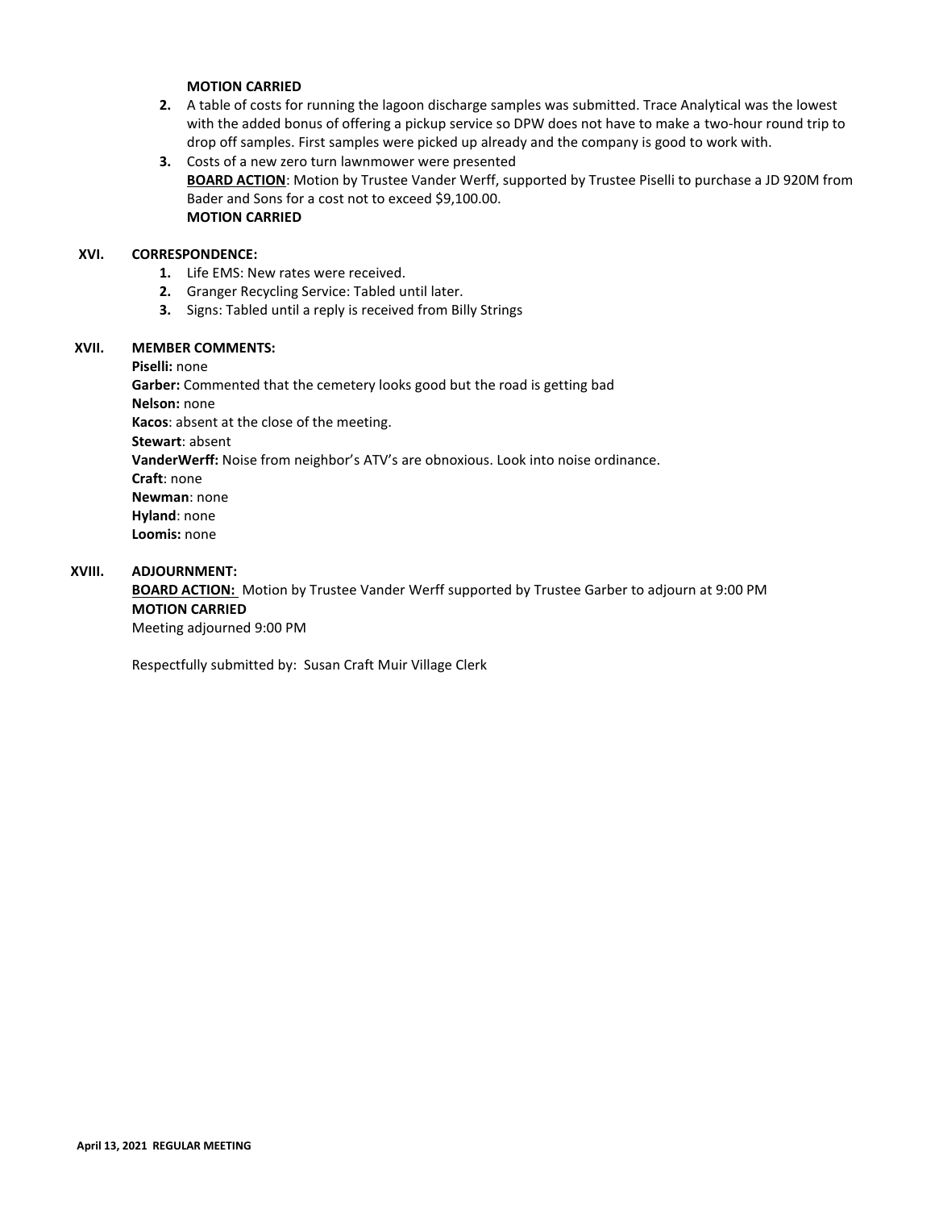**MOTION CARRIED**

2. A table of costs for running the lagoon discharge samples was submitted. Trace Analytical was the lowest with the added bonus of offering a pickup service so DPW does not have to make a two-hour round trip to drop off samples. First samples were picked up already and the company is good to work with.
3. Costs of a new zero turn lawnmower were presented
   **BOARD ACTION**: Motion by Trustee Vander Werff, supported by Trustee Piselli to purchase a JD 920M from Bader and Sons for a cost not to exceed $9,100.00.
   **MOTION CARRIED**

**XVI. CORRESPONDENCE:**

1. Life EMS: New rates were received.
2. Granger Recycling Service: Tabled until later.
3. Signs: Tabled until a reply is received from Billy Strings

**XVII. MEMBER COMMENTS:**

**Piselli:** none
**Garber:** Commented that the cemetery looks good but the road is getting bad
**Nelson:** none
**Kacos**: absent at the close of the meeting.
**Stewart**: absent
**VanderWerff:** Noise from neighbor's ATV's are obnoxious. Look into noise ordinance.
**Craft**: none
**Newman**: none
**Hyland**: none
**Loomis:** none

**XVIII. ADJOURNMENT:**

**BOARD ACTION:** Motion by Trustee Vander Werff supported by Trustee Garber to adjourn at 9:00 PM
**MOTION CARRIED**
Meeting adjourned 9:00 PM

Respectfully submitted by: Susan Craft Muir Village Clerk